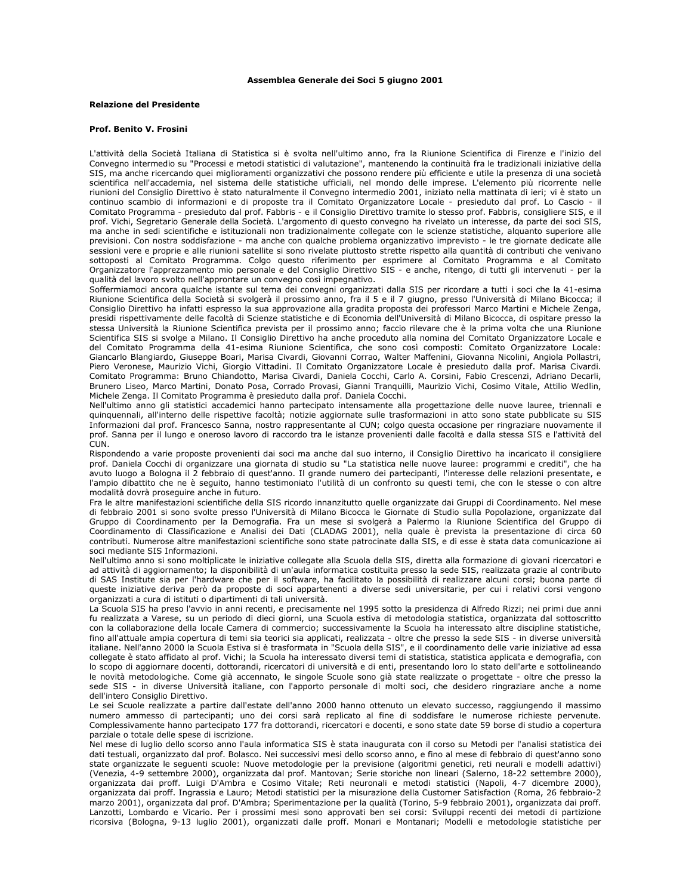**Assemblea Generale dei Soci 5 giugno 2001**

**Relazione del Presidente**

**Prof. Benito V. Frosini**

L'attività della Società Italiana di Statistica si è svolta nell'ultimo anno, fra la Riunione Scientifica di Firenze e l'inizio del Convegno intermedio su "Processi e metodi statistici di valutazione", mantenendo la continuità fra le tradizionali iniziative della SIS, ma anche ricercando quei miglioramenti organizzativi che possono rendere più efficiente e utile la presenza di una società scientifica nell'accademia, nel sistema delle statistiche ufficiali, nel mondo delle imprese. L'elemento più ricorrente nelle riunioni del Consiglio Direttivo è stato naturalmente il Convegno intermedio 2001, iniziato nella mattinata di ieri; vi è stato un continuo scambio di informazioni e di proposte tra il Comitato Organizzatore Locale - presieduto dal prof. Lo Cascio - il Comitato Programma - presieduto dal prof. Fabbris - e il Consiglio Direttivo tramite lo stesso prof. Fabbris, consigliere SIS, e il prof. Vichi, Segretario Generale della Società. L'argomento di questo convegno ha rivelato un interesse, da parte dei soci SIS, ma anche in sedi scientifiche e istituzionali non tradizionalmente collegate con le scienze statistiche, alquanto superiore alle previsioni. Con nostra soddisfazione - ma anche con qualche problema organizzativo imprevisto - le tre giornate dedicate alle sessioni vere e proprie e alle riunioni satellite si sono rivelate piuttosto strette rispetto alla quantità di contributi che venivano sottoposti al Comitato Programma. Colgo questo riferimento per esprimere al Comitato Programma e al Comitato Organizzatore l'apprezzamento mio personale e del Consiglio Direttivo SIS - e anche, ritengo, di tutti gli intervenuti - per la qualità del lavoro svolto nell'approntare un convegno così impegnativo.
Soffermiamoci ancora qualche istante sul tema dei convegni organizzati dalla SIS per ricordare a tutti i soci che la 41-esima Riunione Scientifica della Società si svolgerà il prossimo anno, fra il 5 e il 7 giugno, presso l'Università di Milano Bicocca; il Consiglio Direttivo ha infatti espresso la sua approvazione alla gradita proposta dei professori Marco Martini e Michele Zenga, presidi rispettivamente delle facoltà di Scienze statistiche e di Economia dell'Università di Milano Bicocca, di ospitare presso la stessa Università la Riunione Scientifica prevista per il prossimo anno; faccio rilevare che è la prima volta che una Riunione Scientifica SIS si svolge a Milano. Il Consiglio Direttivo ha anche proceduto alla nomina del Comitato Organizzatore Locale e del Comitato Programma della 41-esima Riunione Scientifica, che sono così composti: Comitato Organizzatore Locale: Giancarlo Blangiardo, Giuseppe Boari, Marisa Civardi, Giovanni Corrao, Walter Maffenini, Giovanna Nicolini, Angiola Pollastri, Piero Veronese, Maurizio Vichi, Giorgio Vittadini. Il Comitato Organizzatore Locale è presieduto dalla prof. Marisa Civardi. Comitato Programma: Bruno Chiandotto, Marisa Civardi, Daniela Cocchi, Carlo A. Corsini, Fabio Crescenzi, Adriano Decarli, Brunero Liseo, Marco Martini, Donato Posa, Corrado Provasi, Gianni Tranquilli, Maurizio Vichi, Cosimo Vitale, Attilio Wedlin, Michele Zenga. Il Comitato Programma è presieduto dalla prof. Daniela Cocchi.
Nell'ultimo anno gli statistici accademici hanno partecipato intensamente alla progettazione delle nuove lauree, triennali e quinquennali, all'interno delle rispettive facoltà; notizie aggiornate sulle trasformazioni in atto sono state pubblicate su SIS Informazioni dal prof. Francesco Sanna, nostro rappresentante al CUN; colgo questa occasione per ringraziare nuovamente il prof. Sanna per il lungo e oneroso lavoro di raccordo tra le istanze provenienti dalle facoltà e dalla stessa SIS e l'attività del CUN.
Rispondendo a varie proposte provenienti dai soci ma anche dal suo interno, il Consiglio Direttivo ha incaricato il consigliere prof. Daniela Cocchi di organizzare una giornata di studio su "La statistica nelle nuove lauree: programmi e crediti", che ha avuto luogo a Bologna il 2 febbraio di quest'anno. Il grande numero dei partecipanti, l'interesse delle relazioni presentate, e l'ampio dibattito che ne è seguito, hanno testimoniato l'utilità di un confronto su questi temi, che con le stesse o con altre modalità dovrà proseguire anche in futuro.
Fra le altre manifestazioni scientifiche della SIS ricordo innanzitutto quelle organizzate dai Gruppi di Coordinamento. Nel mese di febbraio 2001 si sono svolte presso l'Università di Milano Bicocca le Giornate di Studio sulla Popolazione, organizzate dal Gruppo di Coordinamento per la Demografia. Fra un mese si svolgerà a Palermo la Riunione Scientifica del Gruppo di Coordinamento di Classificazione e Analisi dei Dati (CLADAG 2001), nella quale è prevista la presentazione di circa 60 contributi. Numerose altre manifestazioni scientifiche sono state patrocinate dalla SIS, e di esse è stata data comunicazione ai soci mediante SIS Informazioni.
Nell'ultimo anno si sono moltiplicate le iniziative collegate alla Scuola della SIS, diretta alla formazione di giovani ricercatori e ad attività di aggiornamento; la disponibilità di un'aula informatica costituita presso la sede SIS, realizzata grazie al contributo di SAS Institute sia per l'hardware che per il software, ha facilitato la possibilità di realizzare alcuni corsi; buona parte di queste iniziative deriva però da proposte di soci appartenenti a diverse sedi universitarie, per cui i relativi corsi vengono organizzati a cura di istituti o dipartimenti di tali università.
La Scuola SIS ha preso l'avvio in anni recenti, e precisamente nel 1995 sotto la presidenza di Alfredo Rizzi; nei primi due anni fu realizzata a Varese, su un periodo di dieci giorni, una Scuola estiva di metodologia statistica, organizzata dal sottoscritto con la collaborazione della locale Camera di commercio; successivamente la Scuola ha interessato altre discipline statistiche, fino all'attuale ampia copertura di temi sia teorici sia applicati, realizzate - oltre che presso la sede SIS - in diverse università italiane. Nell'anno 2000 la Scuola Estiva si è trasformata in "Scuola della SIS", e il coordinamento delle varie iniziative ad essa collegate è stato affidato al prof. Vichi; la Scuola ha interessato diversi temi di statistica, statistica applicata e demografia, con lo scopo di aggiornare docenti, dottorandi, ricercatori di università e di enti, presentando loro lo stato dell'arte e sottolineando le novità metodologiche. Come già accennato, le singole Scuole sono già state realizzate o progettate - oltre che presso la sede SIS - in diverse Università italiane, con l'apporto personale di molti soci, che desidero ringraziare anche a nome dell'intero Consiglio Direttivo.
Le sei Scuole realizzate a partire dall'estate dell'anno 2000 hanno ottenuto un elevato successo, raggiungendo il massimo numero ammesso di partecipanti; uno dei corsi sarà replicato al fine di soddisfare le numerose richieste pervenute. Complessivamente hanno partecipato 177 fra dottorandi, ricercatori e docenti, e sono state date 59 borse di studio a copertura parziale o totale delle spese di iscrizione.
Nel mese di luglio dello scorso anno l'aula informatica SIS è stata inaugurata con il corso su Metodi per l'analisi statistica dei dati testuali, organizzato dal prof. Bolasco. Nei successivi mesi dello scorso anno, e fino al mese di febbraio di quest'anno sono state organizzate le seguenti scuole: Nuove metodologie per la previsione (algoritmi genetici, reti neurali e modelli adattivi) (Venezia, 4-9 settembre 2000), organizzata dal prof. Mantovan; Serie storiche non lineari (Salerno, 18-22 settembre 2000), organizzata dai proff. Luigi D'Ambra e Cosimo Vitale; Reti neuronali e metodi statistici (Napoli, 4-7 dicembre 2000), organizzata dai proff. Ingrassia e Lauro; Metodi statistici per la misurazione della Customer Satisfaction (Roma, 26 febbraio-2 marzo 2001), organizzata dal prof. D'Ambra; Sperimentazione per la qualità (Torino, 5-9 febbraio 2001), organizzata dai proff. Lanzotti, Lombardo e Vicario. Per i prossimi mesi sono approvati ben sei corsi: Sviluppi recenti dei metodi di partizione ricorsiva (Bologna, 9-13 luglio 2001), organizzati dalle proff. Monari e Montanari; Modelli e metodologie statistiche per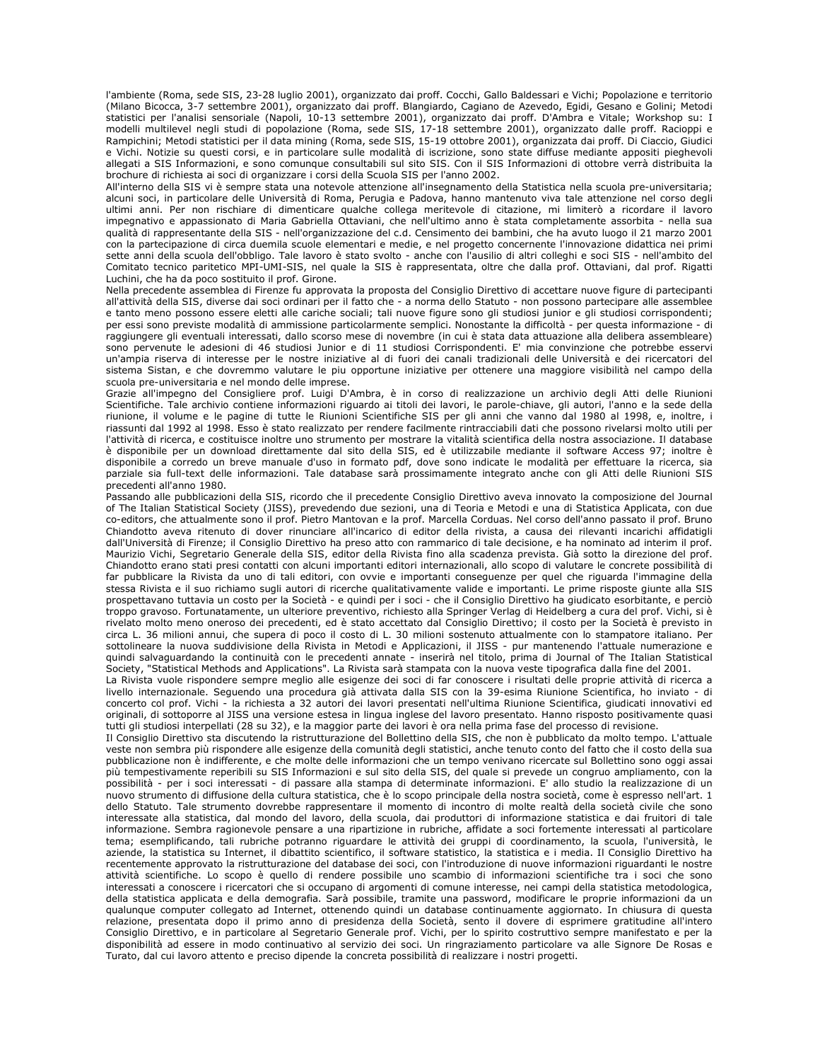l'ambiente (Roma, sede SIS, 23-28 luglio 2001), organizzato dai proff. Cocchi, Gallo Baldessari e Vichi; Popolazione e territorio (Milano Bicocca, 3-7 settembre 2001), organizzato dai proff. Blangiardo, Cagiano de Azevedo, Egidi, Gesano e Golini; Metodi statistici per l'analisi sensoriale (Napoli, 10-13 settembre 2001), organizzato dai proff. D'Ambra e Vitale; Workshop su: I modelli multilevel negli studi di popolazione (Roma, sede SIS, 17-18 settembre 2001), organizzato dalle proff. Racioppi e Rampichini; Metodi statistici per il data mining (Roma, sede SIS, 15-19 ottobre 2001), organizzata dai proff. Di Ciaccio, Giudici e Vichi. Notizie su questi corsi, e in particolare sulle modalità di iscrizione, sono state diffuse mediante appositi pieghevoli allegati a SIS Informazioni, e sono comunque consultabili sul sito SIS. Con il SIS Informazioni di ottobre verrà distribuita la brochure di richiesta ai soci di organizzare i corsi della Scuola SIS per l'anno 2002.

All'interno della SIS vi è sempre stata una notevole attenzione all'insegnamento della Statistica nella scuola pre-universitaria; alcuni soci, in particolare delle Università di Roma, Perugia e Padova, hanno mantenuto viva tale attenzione nel corso degli ultimi anni. Per non rischiare di dimenticare qualche collega meritevole di citazione, mi limiterò a ricordare il lavoro impegnativo e appassionato di Maria Gabriella Ottaviani, che nell'ultimo anno è stata completamente assorbita - nella sua qualità di rappresentante della SIS - nell'organizzazione del c.d. Censimento dei bambini, che ha avuto luogo il 21 marzo 2001 con la partecipazione di circa duemila scuole elementari e medie, e nel progetto concernente l'innovazione didattica nei primi sette anni della scuola dell'obbligo. Tale lavoro è stato svolto - anche con l'ausilio di altri colleghi e soci SIS - nell'ambito del Comitato tecnico paritetico MPI-UMI-SIS, nel quale la SIS è rappresentata, oltre che dalla prof. Ottaviani, dal prof. Rigatti Luchini, che ha da poco sostituito il prof. Girone.

Nella precedente assemblea di Firenze fu approvata la proposta del Consiglio Direttivo di accettare nuove figure di partecipanti all'attività della SIS, diverse dai soci ordinari per il fatto che - a norma dello Statuto - non possono partecipare alle assemblee e tanto meno possono essere eletti alle cariche sociali; tali nuove figure sono gli studiosi junior e gli studiosi corrispondenti; per essi sono previste modalità di ammissione particolarmente semplici. Nonostante la difficoltà - per questa informazione - di raggiungere gli eventuali interessati, dallo scorso mese di novembre (in cui è stata data attuazione alla delibera assembleare) sono pervenute le adesioni di 46 studiosi Junior e di 11 studiosi Corrispondenti. E' mia convinzione che potrebbe esservi un'ampia riserva di interesse per le nostre iniziative al di fuori dei canali tradizionali delle Università e dei ricercatori del sistema Sistan, e che dovremmo valutare le più opportune iniziative per ottenere una maggiore visibilità nel campo della scuola pre-universitaria e nel mondo delle imprese.

Grazie all'impegno del Consigliere prof. Luigi D'Ambra, è in corso di realizzazione un archivio degli Atti delle Riunioni Scientifiche. Tale archivio contiene informazioni riguardo ai titoli dei lavori, le parole-chiave, gli autori, l'anno e la sede della riunione, il volume e le pagine di tutte le Riunioni Scientifiche SIS per gli anni che vanno dal 1980 al 1998, e, inoltre, i riassunti dal 1992 al 1998. Esso è stato realizzato per rendere facilmente rintracciabili dati che possono rivelarsi molto utili per l'attività di ricerca, e costituisce inoltre uno strumento per mostrare la vitalità scientifica della nostra associazione. Il database è disponibile per un download direttamente dal sito della SIS, ed è utilizzabile mediante il software Access 97; inoltre è disponibile a corredo un breve manuale d'uso in formato pdf, dove sono indicate le modalità per effettuare la ricerca, sia parziale sia full-text delle informazioni. Tale database sarà prossimamente integrato anche con gli Atti delle Riunioni SIS precedenti all'anno 1980.

Passando alle pubblicazioni della SIS, ricordo che il precedente Consiglio Direttivo aveva innovato la composizione del Journal of The Italian Statistical Society (JISS), prevedendo due sezioni, una di Teoria e Metodi e una di Statistica Applicata, con due co-editors, che attualmente sono il prof. Pietro Mantovan e la prof. Marcella Corduas. Nel corso dell'anno passato il prof. Bruno Chiandotto aveva ritenuto di dover rinunciare all'incarico di editor della rivista, a causa dei rilevanti incarichi affidatigli dall'Università di Firenze; il Consiglio Direttivo ha preso atto con rammarico di tale decisione, e ha nominato ad interim il prof. Maurizio Vichi, Segretario Generale della SIS, editor della Rivista fino alla scadenza prevista. Già sotto la direzione del prof. Chiandotto erano stati presi contatti con alcuni importanti editori internazionali, allo scopo di valutare le concrete possibilità di far pubblicare la Rivista da uno di tali editori, con ovvie e importanti conseguenze per quel che riguarda l'immagine della stessa Rivista e il suo richiamo sugli autori di ricerche qualitativamente valide e importanti. Le prime risposte giunte alla SIS prospettavano tuttavia un costo per la Società - e quindi per i soci - che il Consiglio Direttivo ha giudicato esorbitante, e perciò troppo gravoso. Fortunatamente, un ulteriore preventivo, richiesto alla Springer Verlag di Heidelberg a cura del prof. Vichi, si è rivelato molto meno oneroso dei precedenti, ed è stato accettato dal Consiglio Direttivo; il costo per la Società è previsto in circa L. 36 milioni annui, che supera di poco il costo di L. 30 milioni sostenuto attualmente con lo stampatore italiano. Per sottolineare la nuova suddivisione della Rivista in Metodi e Applicazioni, il JISS - pur mantenendo l'attuale numerazione e quindi salvaguardando la continuità con le precedenti annate - inserirà nel titolo, prima di Journal of The Italian Statistical Society, "Statistical Methods and Applications". La Rivista sarà stampata con la nuova veste tipografica dalla fine del 2001.

La Rivista vuole rispondere sempre meglio alle esigenze dei soci di far conoscere i risultati delle proprie attività di ricerca a livello internazionale. Seguendo una procedura già attivata dalla SIS con la 39-esima Riunione Scientifica, ho inviato - di concerto col prof. Vichi - la richiesta a 32 autori dei lavori presentati nell'ultima Riunione Scientifica, giudicati innovativi ed originali, di sottoporre al JISS una versione estesa in lingua inglese del lavoro presentato. Hanno risposto positivamente quasi tutti gli studiosi interpellati (28 su 32), e la maggior parte dei lavori è ora nella prima fase del processo di revisione.

Il Consiglio Direttivo sta discutendo la ristrutturazione del Bollettino della SIS, che non è pubblicato da molto tempo. L'attuale veste non sembra più rispondere alle esigenze della comunità degli statistici, anche tenuto conto del fatto che il costo della sua pubblicazione non è indifferente, e che molte delle informazioni che un tempo venivano ricercate sul Bollettino sono oggi assai più tempestivamente reperibili su SIS Informazioni e sul sito della SIS, del quale si prevede un congruo ampliamento, con la possibilità - per i soci interessati - di passare alla stampa di determinate informazioni. E' allo studio la realizzazione di un nuovo strumento di diffusione della cultura statistica, che è lo scopo principale della nostra società, come è espresso nell'art. 1 dello Statuto. Tale strumento dovrebbe rappresentare il momento di incontro di molte realtà della società civile che sono interessate alla statistica, dal mondo del lavoro, della scuola, dai produttori di informazione statistica e dai fruitori di tale informazione. Sembra ragionevole pensare a una ripartizione in rubriche, affidate a soci fortemente interessati al particolare tema; esemplificando, tali rubriche potranno riguardare le attività dei gruppi di coordinamento, la scuola, l'università, le aziende, la statistica su Internet, il dibattito scientifico, il software statistico, la statistica e i media. Il Consiglio Direttivo ha recentemente approvato la ristrutturazione del database dei soci, con l'introduzione di nuove informazioni riguardanti le nostre attività scientifiche. Lo scopo è quello di rendere possibile uno scambio di informazioni scientifiche tra i soci che sono interessati a conoscere i ricercatori che si occupano di argomenti di comune interesse, nei campi della statistica metodologica, della statistica applicata e della demografia. Sarà possibile, tramite una password, modificare le proprie informazioni da un qualunque computer collegato ad Internet, ottenendo quindi un database continuamente aggiornato. In chiusura di questa relazione, presentata dopo il primo anno di presidenza della Società, sento il dovere di esprimere gratitudine all'intero Consiglio Direttivo, e in particolare al Segretario Generale prof. Vichi, per lo spirito costruttivo sempre manifestato e per la disponibilità ad essere in modo continuativo al servizio dei soci. Un ringraziamento particolare va alle Signore De Rosas e Turato, dal cui lavoro attento e preciso dipende la concreta possibilità di realizzare i nostri progetti.